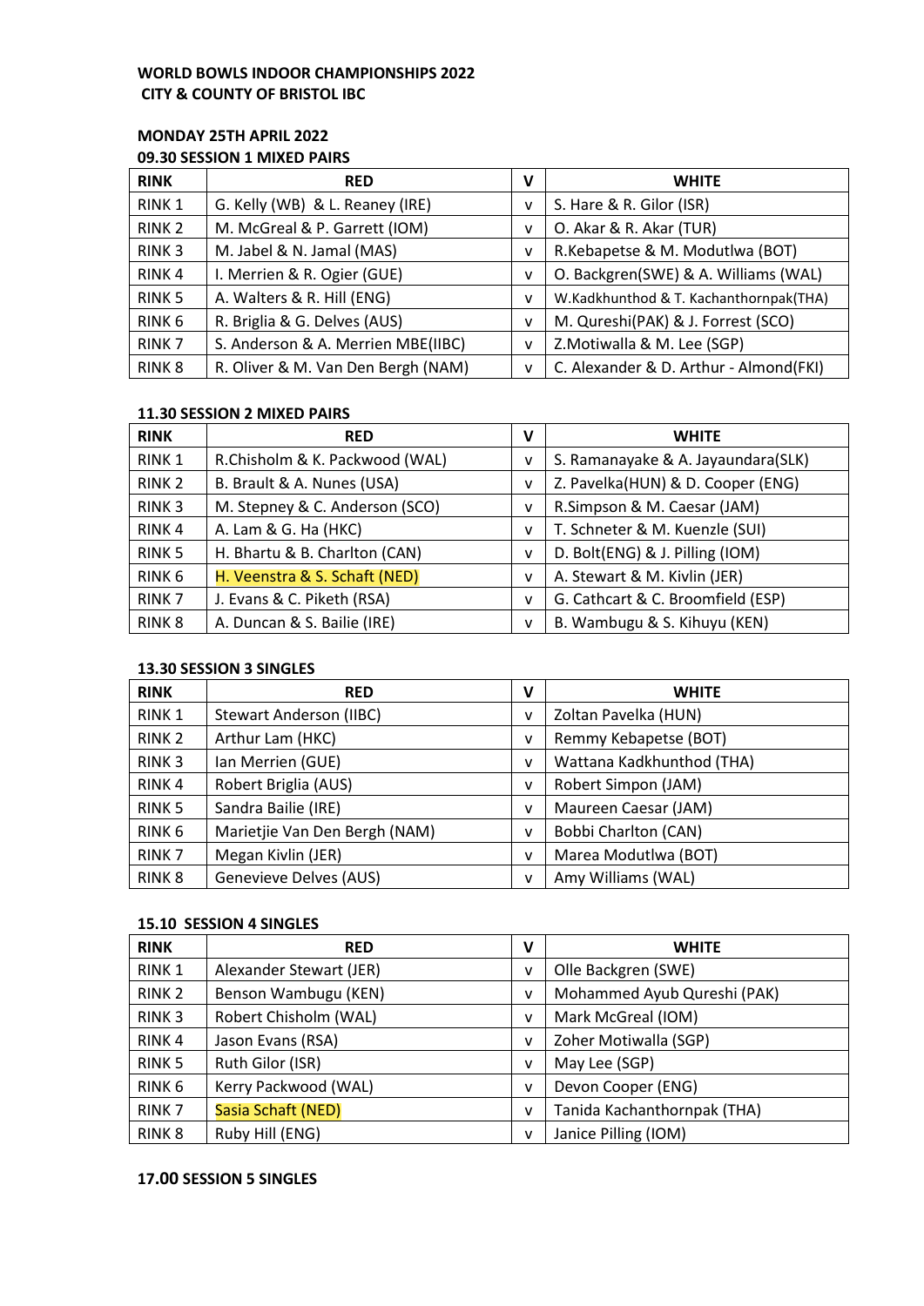**WORLD BOWLS INDOOR CHAMPIONSHIPS 2022**
**CITY & COUNTY OF BRISTOL IBC**

**MONDAY 25TH APRIL 2022**
**09.30 SESSION 1 MIXED PAIRS**

| RINK | RED | V | WHITE |
|---|---|---|---|
| RINK 1 | G. Kelly (WB) & L. Reaney (IRE) | v | S. Hare & R. Gilor (ISR) |
| RINK 2 | M. McGreal & P. Garrett (IOM) | v | O. Akar & R. Akar (TUR) |
| RINK 3 | M. Jabel & N. Jamal (MAS) | v | R.Kebapetse & M. Modutlwa (BOT) |
| RINK 4 | I. Merrien & R. Ogier (GUE) | v | O. Backgren(SWE) & A. Williams (WAL) |
| RINK 5 | A. Walters & R. Hill (ENG) | v | W.Kadkhunthod & T. Kachanthornpak(THA) |
| RINK 6 | R. Briglia & G. Delves (AUS) | v | M. Qureshi(PAK) & J. Forrest (SCO) |
| RINK 7 | S. Anderson & A. Merrien MBE(IIBC) | v | Z.Motiwalla & M. Lee (SGP) |
| RINK 8 | R. Oliver & M. Van Den Bergh (NAM) | v | C. Alexander & D. Arthur - Almond(FKI) |

**11.30 SESSION 2 MIXED PAIRS**

| RINK | RED | V | WHITE |
|---|---|---|---|
| RINK 1 | R.Chisholm & K. Packwood (WAL) | v | S. Ramanayake & A. Jayaundara(SLK) |
| RINK 2 | B. Brault & A. Nunes (USA) | v | Z. Pavelka(HUN) & D. Cooper (ENG) |
| RINK 3 | M. Stepney & C. Anderson (SCO) | v | R.Simpson & M. Caesar (JAM) |
| RINK 4 | A. Lam & G. Ha (HKC) | v | T. Schneter & M. Kuenzle (SUI) |
| RINK 5 | H. Bhartu & B. Charlton (CAN) | v | D. Bolt(ENG) & J. Pilling (IOM) |
| RINK 6 | H. Veenstra & S. Schaft (NED) | v | A. Stewart & M. Kivlin (JER) |
| RINK 7 | J. Evans & C. Piketh (RSA) | v | G. Cathcart & C. Broomfield (ESP) |
| RINK 8 | A. Duncan & S. Bailie (IRE) | v | B. Wambugu & S. Kihuyu (KEN) |

**13.30 SESSION 3 SINGLES**

| RINK | RED | V | WHITE |
|---|---|---|---|
| RINK 1 | Stewart Anderson (IIBC) | v | Zoltan Pavelka (HUN) |
| RINK 2 | Arthur Lam (HKC) | v | Remmy Kebapetse (BOT) |
| RINK 3 | Ian Merrien (GUE) | v | Wattana Kadkhunthod (THA) |
| RINK 4 | Robert Briglia (AUS) | v | Robert Simpon (JAM) |
| RINK 5 | Sandra Bailie (IRE) | v | Maureen Caesar (JAM) |
| RINK 6 | Marietjie Van Den Bergh (NAM) | v | Bobbi Charlton (CAN) |
| RINK 7 | Megan Kivlin (JER) | v | Marea Modutlwa (BOT) |
| RINK 8 | Genevieve Delves (AUS) | v | Amy Williams (WAL) |

**15.10 SESSION 4 SINGLES**

| RINK | RED | V | WHITE |
|---|---|---|---|
| RINK 1 | Alexander Stewart (JER) | v | Olle Backgren (SWE) |
| RINK 2 | Benson Wambugu (KEN) | v | Mohammed Ayub Qureshi (PAK) |
| RINK 3 | Robert Chisholm (WAL) | v | Mark McGreal (IOM) |
| RINK 4 | Jason Evans (RSA) | v | Zoher Motiwalla (SGP) |
| RINK 5 | Ruth Gilor (ISR) | v | May Lee (SGP) |
| RINK 6 | Kerry Packwood (WAL) | v | Devon Cooper (ENG) |
| RINK 7 | Sasia Schaft (NED) | v | Tanida Kachanthornpak (THA) |
| RINK 8 | Ruby Hill (ENG) | v | Janice Pilling (IOM) |

**17.00 SESSION 5 SINGLES**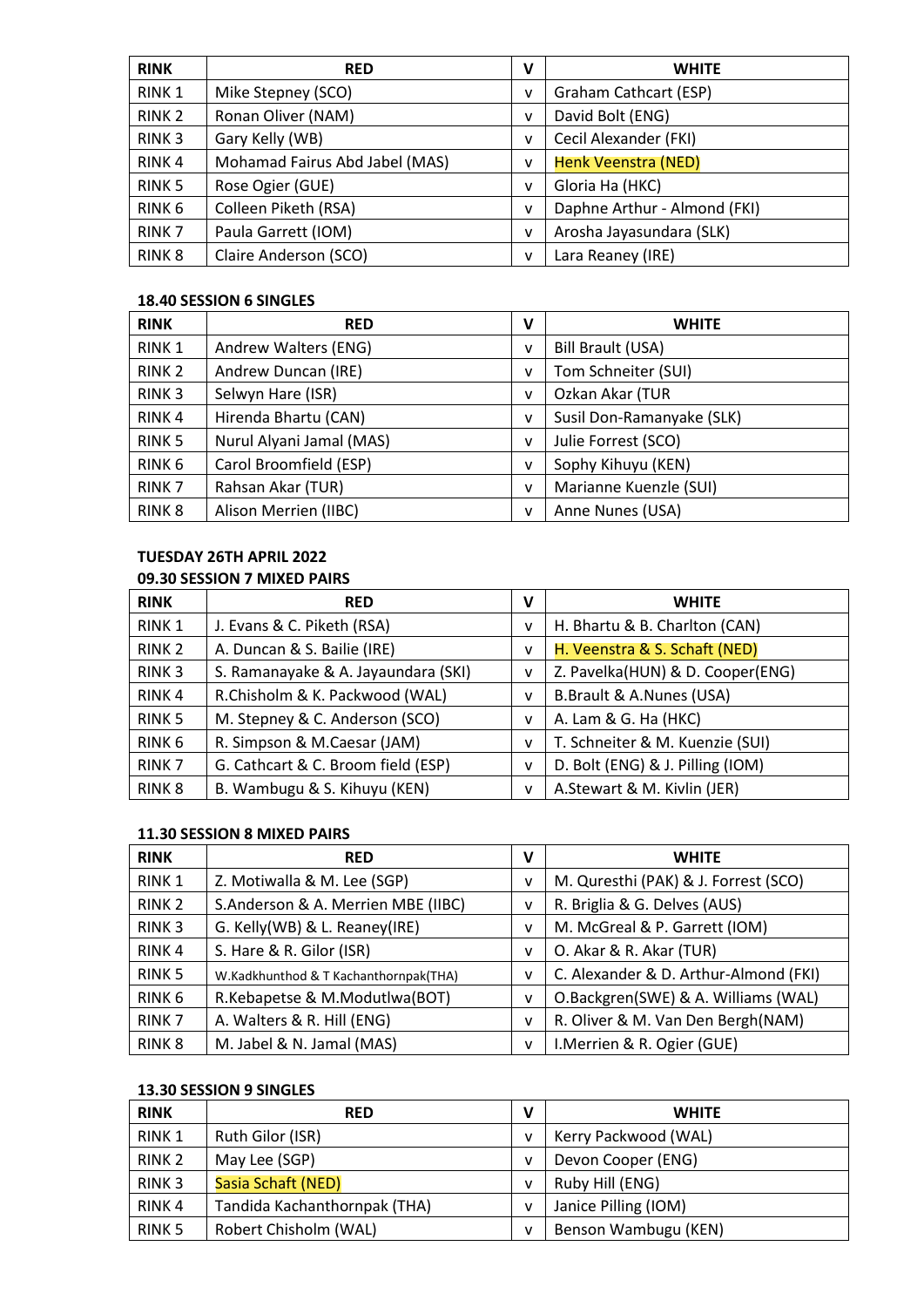| RINK | RED | V | WHITE |
|---|---|---|---|
| RINK 1 | Mike Stepney (SCO) | v | Graham Cathcart (ESP) |
| RINK 2 | Ronan Oliver (NAM) | v | David Bolt (ENG) |
| RINK 3 | Gary Kelly (WB) | v | Cecil Alexander (FKI) |
| RINK 4 | Mohamad Fairus Abd Jabel (MAS) | v | Henk Veenstra (NED) |
| RINK 5 | Rose Ogier (GUE) | v | Gloria Ha (HKC) |
| RINK 6 | Colleen Piketh (RSA) | v | Daphne Arthur - Almond (FKI) |
| RINK 7 | Paula Garrett (IOM) | v | Arosha Jayasundara (SLK) |
| RINK 8 | Claire Anderson (SCO) | v | Lara Reaney (IRE) |

**18.40 SESSION 6 SINGLES**

| RINK | RED | V | WHITE |
|---|---|---|---|
| RINK 1 | Andrew Walters (ENG) | v | Bill Brault (USA) |
| RINK 2 | Andrew Duncan (IRE) | v | Tom Schneiter (SUI) |
| RINK 3 | Selwyn Hare (ISR) | v | Ozkan Akar (TUR |
| RINK 4 | Hirenda Bhartu (CAN) | v | Susil Don-Ramanyake (SLK) |
| RINK 5 | Nurul Alyani Jamal (MAS) | v | Julie Forrest (SCO) |
| RINK 6 | Carol Broomfield (ESP) | v | Sophy Kihuyu (KEN) |
| RINK 7 | Rahsan Akar (TUR) | v | Marianne Kuenzle (SUI) |
| RINK 8 | Alison Merrien (IIBC) | v | Anne Nunes (USA) |

**TUESDAY 26TH APRIL 2022**
**09.30 SESSION 7 MIXED PAIRS**

| RINK | RED | V | WHITE |
|---|---|---|---|
| RINK 1 | J. Evans & C. Piketh (RSA) | v | H. Bhartu & B. Charlton (CAN) |
| RINK 2 | A. Duncan & S. Bailie (IRE) | v | H. Veenstra & S. Schaft (NED) |
| RINK 3 | S. Ramanayake & A. Jayaundara (SKI) | v | Z. Pavelka(HUN) & D. Cooper(ENG) |
| RINK 4 | R.Chisholm & K. Packwood (WAL) | v | B.Brault & A.Nunes (USA) |
| RINK 5 | M. Stepney & C. Anderson (SCO) | v | A. Lam & G. Ha (HKC) |
| RINK 6 | R. Simpson & M.Caesar (JAM) | v | T. Schneiter & M. Kuenzie (SUI) |
| RINK 7 | G. Cathcart & C. Broom field (ESP) | v | D. Bolt (ENG) & J. Pilling (IOM) |
| RINK 8 | B. Wambugu & S. Kihuyu (KEN) | v | A.Stewart & M. Kivlin (JER) |

**11.30 SESSION 8 MIXED PAIRS**

| RINK | RED | V | WHITE |
|---|---|---|---|
| RINK 1 | Z. Motiwalla & M. Lee (SGP) | v | M. Quresthi (PAK) & J. Forrest (SCO) |
| RINK 2 | S.Anderson & A. Merrien MBE (IIBC) | v | R. Briglia & G. Delves (AUS) |
| RINK 3 | G. Kelly(WB) & L. Reaney(IRE) | v | M. McGreal & P. Garrett (IOM) |
| RINK 4 | S. Hare & R. Gilor (ISR) | v | O. Akar & R. Akar (TUR) |
| RINK 5 | W.Kadkhunthod & T Kachanthornpak(THA) | v | C. Alexander & D. Arthur-Almond (FKI) |
| RINK 6 | R.Kebapetse & M.Modutlwa(BOT) | v | O.Backgren(SWE) & A. Williams (WAL) |
| RINK 7 | A. Walters & R. Hill (ENG) | v | R. Oliver & M. Van Den Bergh(NAM) |
| RINK 8 | M. Jabel & N. Jamal (MAS) | v | I.Merrien & R. Ogier (GUE) |

**13.30 SESSION 9 SINGLES**

| RINK | RED | V | WHITE |
|---|---|---|---|
| RINK 1 | Ruth Gilor (ISR) | v | Kerry Packwood (WAL) |
| RINK 2 | May Lee (SGP) | v | Devon Cooper (ENG) |
| RINK 3 | Sasia Schaft (NED) | v | Ruby Hill (ENG) |
| RINK 4 | Tandida Kachanthornpak (THA) | v | Janice Pilling (IOM) |
| RINK 5 | Robert Chisholm (WAL) | v | Benson Wambugu (KEN) |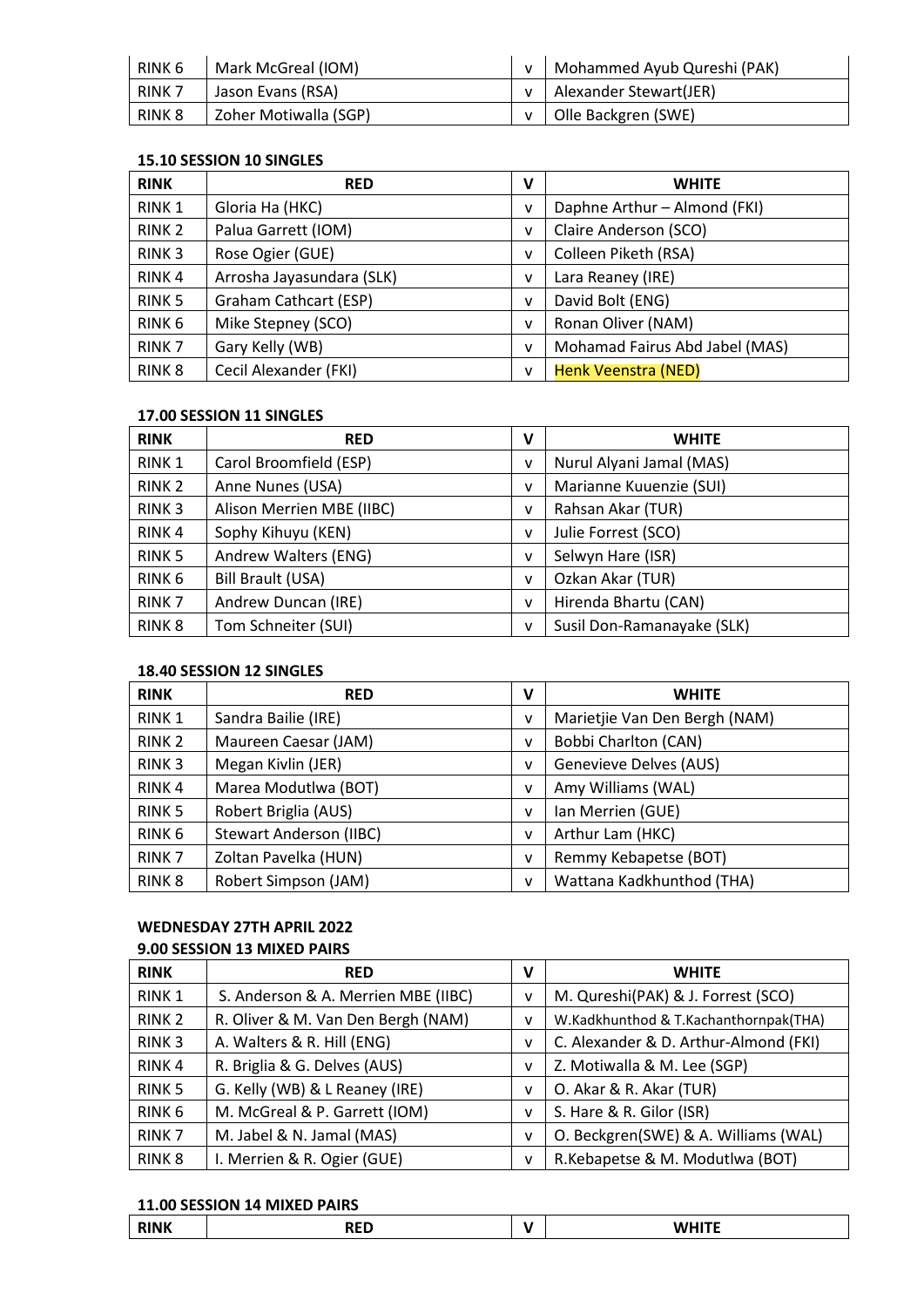| | | | |
|---|---|---|---|
| RINK 6 | Mark McGreal (IOM) | v | Mohammed Ayub Qureshi (PAK) |
| RINK 7 | Jason Evans (RSA) | v | Alexander Stewart(JER) |
| RINK 8 | Zoher Motiwalla (SGP) | v | Olle Backgren (SWE) |

**15.10 SESSION 10 SINGLES**

| RINK | RED | V | WHITE |
|---|---|---|---|
| RINK 1 | Gloria Ha (HKC) | v | Daphne Arthur – Almond (FKI) |
| RINK 2 | Palua Garrett (IOM) | v | Claire Anderson (SCO) |
| RINK 3 | Rose Ogier (GUE) | v | Colleen Piketh (RSA) |
| RINK 4 | Arrosha Jayasundara (SLK) | v | Lara Reaney (IRE) |
| RINK 5 | Graham Cathcart (ESP) | v | David Bolt (ENG) |
| RINK 6 | Mike Stepney (SCO) | v | Ronan Oliver (NAM) |
| RINK 7 | Gary Kelly (WB) | v | Mohamad Fairus Abd Jabel (MAS) |
| RINK 8 | Cecil Alexander (FKI) | v | Henk Veenstra (NED) |

**17.00 SESSION 11 SINGLES**

| RINK | RED | V | WHITE |
|---|---|---|---|
| RINK 1 | Carol Broomfield (ESP) | v | Nurul Alyani Jamal (MAS) |
| RINK 2 | Anne Nunes (USA) | v | Marianne Kuuenzie (SUI) |
| RINK 3 | Alison Merrien MBE (IIBC) | v | Rahsan Akar (TUR) |
| RINK 4 | Sophy Kihuyu (KEN) | v | Julie Forrest (SCO) |
| RINK 5 | Andrew Walters (ENG) | v | Selwyn Hare (ISR) |
| RINK 6 | Bill Brault (USA) | v | Ozkan Akar (TUR) |
| RINK 7 | Andrew Duncan (IRE) | v | Hirenda Bhartu (CAN) |
| RINK 8 | Tom Schneiter (SUI) | v | Susil Don-Ramanayake (SLK) |

**18.40 SESSION 12 SINGLES**

| RINK | RED | V | WHITE |
|---|---|---|---|
| RINK 1 | Sandra Bailie (IRE) | v | Marietjie Van Den Bergh (NAM) |
| RINK 2 | Maureen Caesar (JAM) | v | Bobbi Charlton (CAN) |
| RINK 3 | Megan Kivlin (JER) | v | Genevieve Delves (AUS) |
| RINK 4 | Marea Modutlwa (BOT) | v | Amy Williams (WAL) |
| RINK 5 | Robert Briglia (AUS) | v | Ian Merrien (GUE) |
| RINK 6 | Stewart Anderson (IIBC) | v | Arthur Lam (HKC) |
| RINK 7 | Zoltan Pavelka (HUN) | v | Remmy Kebapetse (BOT) |
| RINK 8 | Robert Simpson (JAM) | v | Wattana Kadkhunthod (THA) |

**WEDNESDAY 27TH APRIL 2022**

**9.00 SESSION 13 MIXED PAIRS**

| RINK | RED | V | WHITE |
|---|---|---|---|
| RINK 1 | S. Anderson & A. Merrien MBE (IIBC) | v | M. Qureshi(PAK) & J. Forrest (SCO) |
| RINK 2 | R. Oliver & M. Van Den Bergh (NAM) | v | W.Kadkhunthod & T.Kachanthornpak(THA) |
| RINK 3 | A. Walters & R. Hill (ENG) | v | C. Alexander & D. Arthur-Almond (FKI) |
| RINK 4 | R. Briglia & G. Delves (AUS) | v | Z. Motiwalla & M. Lee (SGP) |
| RINK 5 | G. Kelly (WB) & L Reaney (IRE) | v | O. Akar & R. Akar (TUR) |
| RINK 6 | M. McGreal & P. Garrett (IOM) | v | S. Hare & R. Gilor (ISR) |
| RINK 7 | M. Jabel & N. Jamal (MAS) | v | O. Beckgren(SWE) & A. Williams (WAL) |
| RINK 8 | I. Merrien & R. Ogier (GUE) | v | R.Kebapetse & M. Modutlwa (BOT) |

**11.00 SESSION 14 MIXED PAIRS**

| RINK | RED | V | WHITE |
|---|---|---|---|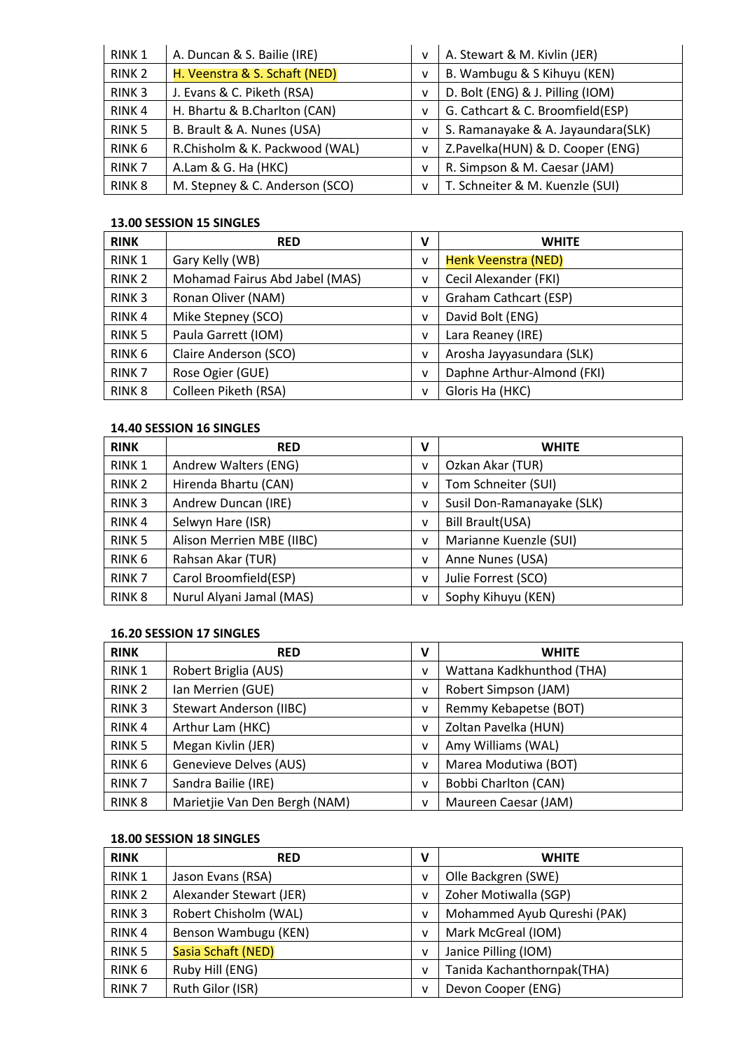| | | | |
|---|---|---|---|
| RINK 1 | A. Duncan & S. Bailie (IRE) | v | A. Stewart & M. Kivlin (JER) |
| RINK 2 | H. Veenstra & S. Schaft (NED) | v | B. Wambugu & S Kihuyu (KEN) |
| RINK 3 | J. Evans & C. Piketh (RSA) | v | D. Bolt (ENG) & J. Pilling (IOM) |
| RINK 4 | H. Bhartu & B.Charlton (CAN) | v | G. Cathcart & C. Broomfield(ESP) |
| RINK 5 | B. Brault & A. Nunes (USA) | v | S. Ramanayake & A. Jayaundara(SLK) |
| RINK 6 | R.Chisholm & K. Packwood (WAL) | v | Z.Pavelka(HUN) & D. Cooper (ENG) |
| RINK 7 | A.Lam & G. Ha (HKC) | v | R. Simpson & M. Caesar (JAM) |
| RINK 8 | M. Stepney & C. Anderson (SCO) | v | T. Schneiter & M. Kuenzle (SUI) |

**13.00 SESSION 15 SINGLES**

| RINK | RED | V | WHITE |
|---|---|---|---|
| RINK 1 | Gary Kelly (WB) | v | Henk Veenstra (NED) |
| RINK 2 | Mohamad Fairus Abd Jabel (MAS) | v | Cecil Alexander (FKI) |
| RINK 3 | Ronan Oliver (NAM) | v | Graham Cathcart (ESP) |
| RINK 4 | Mike Stepney (SCO) | v | David Bolt (ENG) |
| RINK 5 | Paula Garrett (IOM) | v | Lara Reaney (IRE) |
| RINK 6 | Claire Anderson (SCO) | v | Arosha Jayyasundara (SLK) |
| RINK 7 | Rose Ogier (GUE) | v | Daphne Arthur-Almond (FKI) |
| RINK 8 | Colleen Piketh (RSA) | v | Gloris Ha (HKC) |

**14.40 SESSION 16 SINGLES**

| RINK | RED | V | WHITE |
|---|---|---|---|
| RINK 1 | Andrew Walters (ENG) | v | Ozkan Akar (TUR) |
| RINK 2 | Hirenda Bhartu (CAN) | v | Tom Schneiter (SUI) |
| RINK 3 | Andrew Duncan (IRE) | v | Susil Don-Ramanayake (SLK) |
| RINK 4 | Selwyn Hare (ISR) | v | Bill Brault(USA) |
| RINK 5 | Alison Merrien MBE (IIBC) | v | Marianne Kuenzle (SUI) |
| RINK 6 | Rahsan Akar (TUR) | v | Anne Nunes (USA) |
| RINK 7 | Carol Broomfield(ESP) | v | Julie Forrest (SCO) |
| RINK 8 | Nurul Alyani Jamal (MAS) | v | Sophy Kihuyu (KEN) |

**16.20 SESSION 17 SINGLES**

| RINK | RED | V | WHITE |
|---|---|---|---|
| RINK 1 | Robert Briglia (AUS) | v | Wattana Kadkhunthod (THA) |
| RINK 2 | Ian Merrien (GUE) | v | Robert Simpson (JAM) |
| RINK 3 | Stewart Anderson (IIBC) | v | Remmy Kebapetse (BOT) |
| RINK 4 | Arthur Lam (HKC) | v | Zoltan Pavelka (HUN) |
| RINK 5 | Megan Kivlin (JER) | v | Amy Williams (WAL) |
| RINK 6 | Genevieve Delves (AUS) | v | Marea Modutiwa (BOT) |
| RINK 7 | Sandra Bailie (IRE) | v | Bobbi Charlton (CAN) |
| RINK 8 | Marietjie Van Den Bergh (NAM) | v | Maureen Caesar (JAM) |

**18.00 SESSION 18 SINGLES**

| RINK | RED | V | WHITE |
|---|---|---|---|
| RINK 1 | Jason Evans (RSA) | v | Olle Backgren (SWE) |
| RINK 2 | Alexander Stewart (JER) | v | Zoher Motiwalla (SGP) |
| RINK 3 | Robert Chisholm (WAL) | v | Mohammed Ayub Qureshi (PAK) |
| RINK 4 | Benson Wambugu (KEN) | v | Mark McGreal (IOM) |
| RINK 5 | Sasia Schaft (NED) | v | Janice Pilling (IOM) |
| RINK 6 | Ruby Hill (ENG) | v | Tanida Kachanthornpak(THA) |
| RINK 7 | Ruth Gilor (ISR) | v | Devon Cooper (ENG) |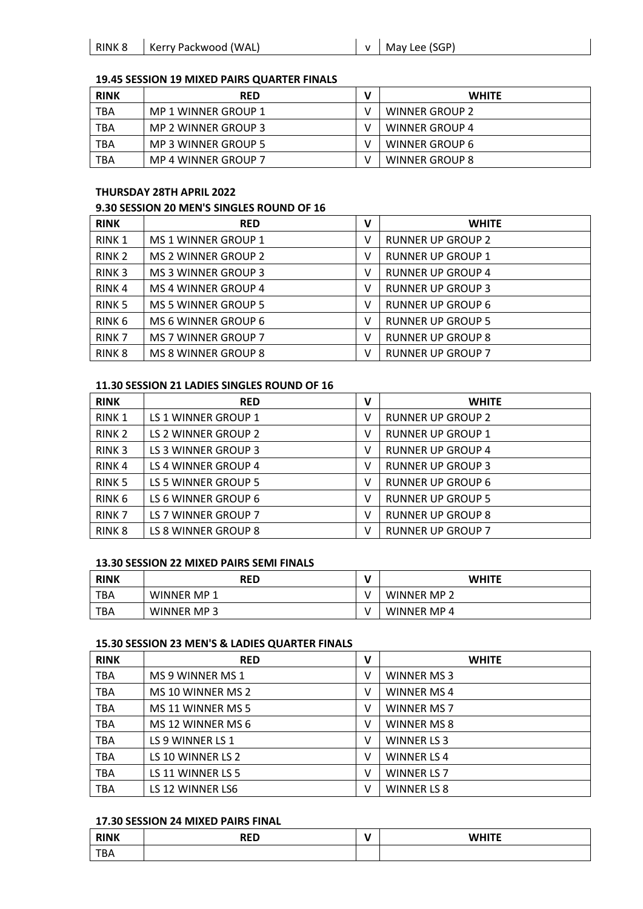| RINK 8 | Kerry Packwood (WAL) | v | May Lee (SGP) |
|---|---|---|---|

**19.45 SESSION 19 MIXED PAIRS QUARTER FINALS**

| RINK | RED | V | WHITE |
|---|---|---|---|
| TBA | MP 1 WINNER GROUP 1 | V | WINNER GROUP 2 |
| TBA | MP 2 WINNER GROUP 3 | V | WINNER GROUP 4 |
| TBA | MP 3 WINNER GROUP 5 | V | WINNER GROUP 6 |
| TBA | MP 4 WINNER GROUP 7 | V | WINNER GROUP 8 |

**THURSDAY 28TH APRIL 2022**

**9.30 SESSION 20 MEN'S SINGLES ROUND OF 16**

| RINK | RED | V | WHITE |
|---|---|---|---|
| RINK 1 | MS 1 WINNER GROUP 1 | V | RUNNER UP GROUP 2 |
| RINK 2 | MS 2 WINNER GROUP 2 | V | RUNNER UP GROUP 1 |
| RINK 3 | MS 3 WINNER GROUP 3 | V | RUNNER UP GROUP 4 |
| RINK 4 | MS 4 WINNER GROUP 4 | V | RUNNER UP GROUP 3 |
| RINK 5 | MS 5 WINNER GROUP 5 | V | RUNNER UP GROUP 6 |
| RINK 6 | MS 6 WINNER GROUP 6 | V | RUNNER UP GROUP 5 |
| RINK 7 | MS 7 WINNER GROUP 7 | V | RUNNER UP GROUP 8 |
| RINK 8 | MS 8 WINNER GROUP 8 | V | RUNNER UP GROUP 7 |

**11.30 SESSION 21 LADIES SINGLES ROUND OF 16**

| RINK | RED | V | WHITE |
|---|---|---|---|
| RINK 1 | LS 1 WINNER GROUP 1 | V | RUNNER UP GROUP 2 |
| RINK 2 | LS 2 WINNER GROUP 2 | V | RUNNER UP GROUP 1 |
| RINK 3 | LS 3 WINNER GROUP 3 | V | RUNNER UP GROUP 4 |
| RINK 4 | LS 4 WINNER GROUP 4 | V | RUNNER UP GROUP 3 |
| RINK 5 | LS 5 WINNER GROUP 5 | V | RUNNER UP GROUP 6 |
| RINK 6 | LS 6 WINNER GROUP 6 | V | RUNNER UP GROUP 5 |
| RINK 7 | LS 7 WINNER GROUP 7 | V | RUNNER UP GROUP 8 |
| RINK 8 | LS 8 WINNER GROUP 8 | V | RUNNER UP GROUP 7 |

**13.30 SESSION 22 MIXED PAIRS SEMI FINALS**

| RINK | RED | V | WHITE |
|---|---|---|---|
| TBA | WINNER MP 1 | V | WINNER MP 2 |
| TBA | WINNER MP 3 | V | WINNER MP 4 |

**15.30 SESSION 23 MEN'S & LADIES QUARTER FINALS**

| RINK | RED | V | WHITE |
|---|---|---|---|
| TBA | MS 9 WINNER MS 1 | V | WINNER MS 3 |
| TBA | MS 10 WINNER MS 2 | V | WINNER MS 4 |
| TBA | MS 11 WINNER MS 5 | V | WINNER MS 7 |
| TBA | MS 12 WINNER MS 6 | V | WINNER MS 8 |
| TBA | LS 9 WINNER LS 1 | V | WINNER LS 3 |
| TBA | LS 10 WINNER LS 2 | V | WINNER LS 4 |
| TBA | LS 11 WINNER LS 5 | V | WINNER LS 7 |
| TBA | LS 12 WINNER LS6 | V | WINNER LS 8 |

**17.30 SESSION 24 MIXED PAIRS FINAL**

| RINK | RED | V | WHITE |
|---|---|---|---|
| TBA | | | |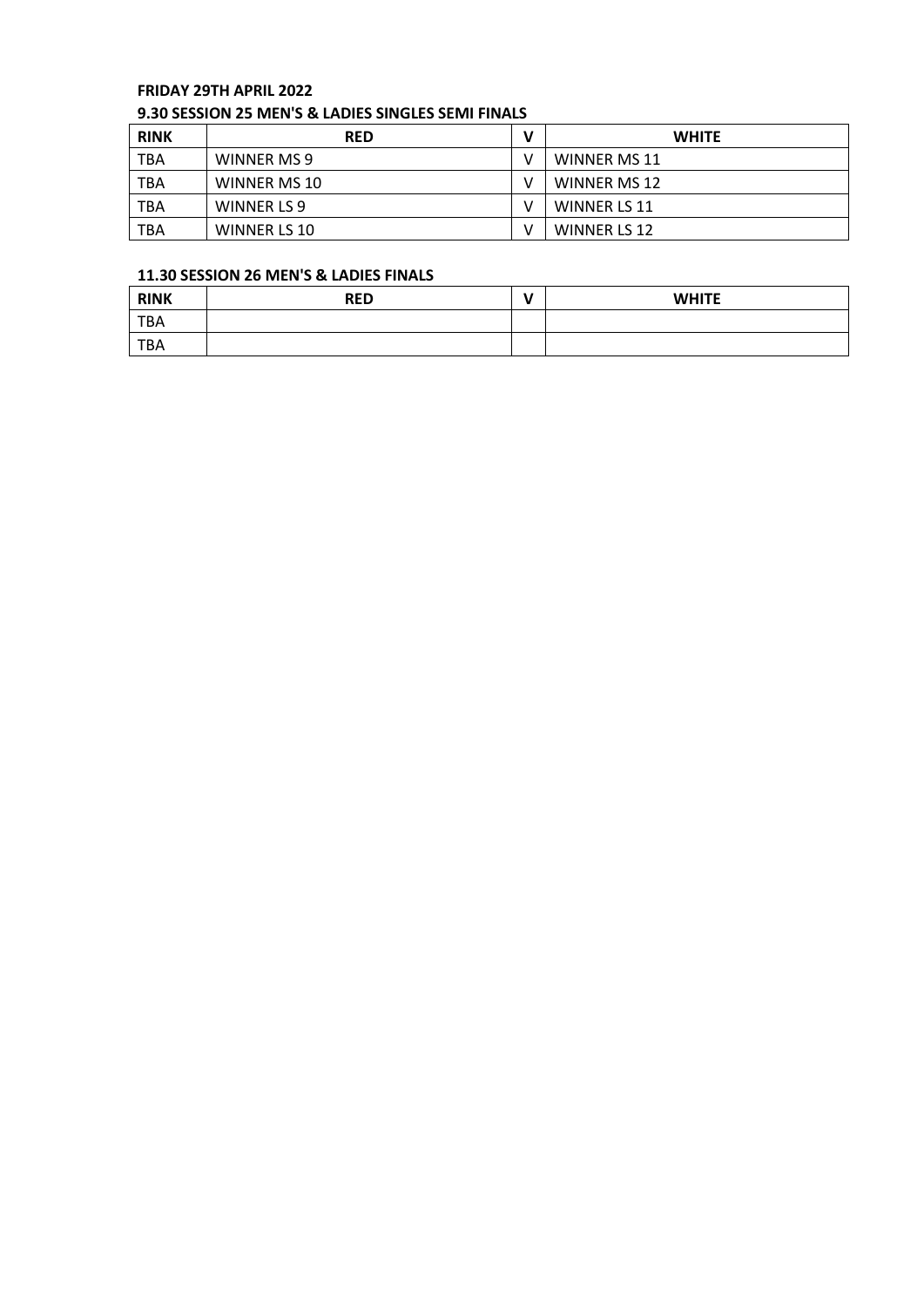**FRIDAY 29TH APRIL 2022**

**9.30 SESSION 25 MEN'S & LADIES SINGLES SEMI FINALS**

| RINK | RED | V | WHITE |
|---|---|---|---|
| TBA | WINNER MS 9 | V | WINNER MS 11 |
| TBA | WINNER MS 10 | V | WINNER MS 12 |
| TBA | WINNER LS 9 | V | WINNER LS 11 |
| TBA | WINNER LS 10 | V | WINNER LS 12 |

**11.30 SESSION 26 MEN'S & LADIES FINALS**

| RINK | RED | V | WHITE |
|---|---|---|---|
| TBA | | | |
| TBA | | | |